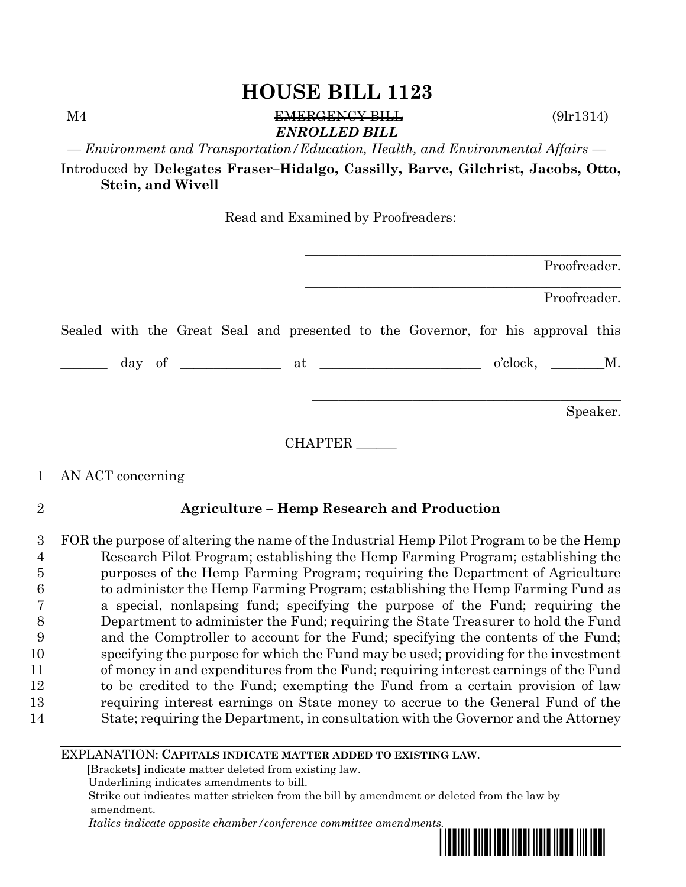# HOUSE BILL 1123

M4 ~~EMERGENCY BILL~~ (9lr1314)

***ENROLLED BILL***

*— Environment and Transportation/Education, Health, and Environmental Affairs —*

Introduced by **Delegates Fraser–Hidalgo, Cassilly, Barve, Gilchrist, Jacobs, Otto, Stein, and Wivell**

Read and Examined by Proofreaders:

_______________________________________________ Proofreader.

_______________________________________________ Proofreader.

Sealed with the Great Seal and presented to the Governor, for his approval this

_______ day of ______________ at _______________________ o'clock, ________M.

_______________________________________________ Speaker.

CHAPTER ______

1 AN ACT concerning

2 **Agriculture – Hemp Research and Production**

3 FOR the purpose of altering the name of the Industrial Hemp Pilot Program to be the Hemp
4 Research Pilot Program; establishing the Hemp Farming Program; establishing the
5 purposes of the Hemp Farming Program; requiring the Department of Agriculture
6 to administer the Hemp Farming Program; establishing the Hemp Farming Fund as
7 a special, nonlapsing fund; specifying the purpose of the Fund; requiring the
8 Department to administer the Fund; requiring the State Treasurer to hold the Fund
9 and the Comptroller to account for the Fund; specifying the contents of the Fund;
10 specifying the purpose for which the Fund may be used; providing for the investment
11 of money in and expenditures from the Fund; requiring interest earnings of the Fund
12 to be credited to the Fund; exempting the Fund from a certain provision of law
13 requiring interest earnings on State money to accrue to the General Fund of the
14 State; requiring the Department, in consultation with the Governor and the Attorney

EXPLANATION: **CAPITALS INDICATE MATTER ADDED TO EXISTING LAW**.

**[**Brackets**]** indicate matter deleted from existing law.

Underlining indicates amendments to bill.

~~Strike out~~ indicates matter stricken from the bill by amendment or deleted from the law by amendment.

*Italics indicate opposite chamber/conference committee amendments.*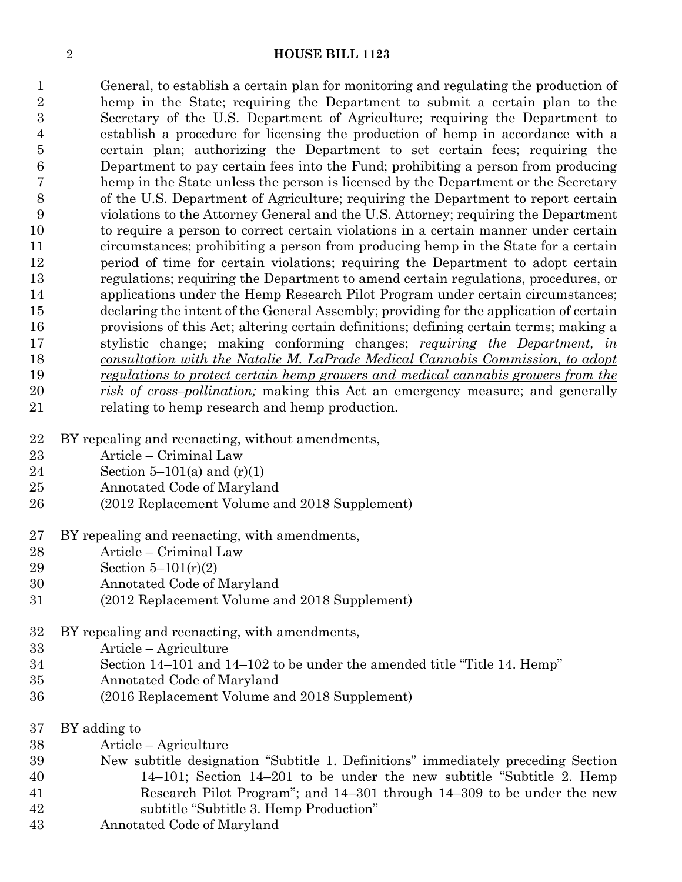General, to establish a certain plan for monitoring and regulating the production of hemp in the State; requiring the Department to submit a certain plan to the Secretary of the U.S. Department of Agriculture; requiring the Department to establish a procedure for licensing the production of hemp in accordance with a certain plan; authorizing the Department to set certain fees; requiring the Department to pay certain fees into the Fund; prohibiting a person from producing hemp in the State unless the person is licensed by the Department or the Secretary of the U.S. Department of Agriculture; requiring the Department to report certain violations to the Attorney General and the U.S. Attorney; requiring the Department to require a person to correct certain violations in a certain manner under certain circumstances; prohibiting a person from producing hemp in the State for a certain period of time for certain violations; requiring the Department to adopt certain regulations; requiring the Department to amend certain regulations, procedures, or applications under the Hemp Research Pilot Program under certain circumstances; declaring the intent of the General Assembly; providing for the application of certain provisions of this Act; altering certain definitions; defining certain terms; making a stylistic change; making conforming changes; _requiring the Department, in consultation with the Natalie M. LaPrade Medical Cannabis Commission, to adopt regulations to protect certain hemp growers and medical cannabis growers from the risk of cross–pollination;_ ~~making this Act an emergency measure;~~ and generally relating to hemp research and hemp production.

BY repealing and reenacting, without amendments,
Article – Criminal Law
Section 5–101(a) and (r)(1)
Annotated Code of Maryland
(2012 Replacement Volume and 2018 Supplement)

BY repealing and reenacting, with amendments,
Article – Criminal Law
Section 5–101(r)(2)
Annotated Code of Maryland
(2012 Replacement Volume and 2018 Supplement)

BY repealing and reenacting, with amendments,
Article – Agriculture
Section 14–101 and 14–102 to be under the amended title "Title 14. Hemp"
Annotated Code of Maryland
(2016 Replacement Volume and 2018 Supplement)

BY adding to
Article – Agriculture
New subtitle designation "Subtitle 1. Definitions" immediately preceding Section 14–101; Section 14–201 to be under the new subtitle "Subtitle 2. Hemp Research Pilot Program"; and 14–301 through 14–309 to be under the new subtitle "Subtitle 3. Hemp Production"
Annotated Code of Maryland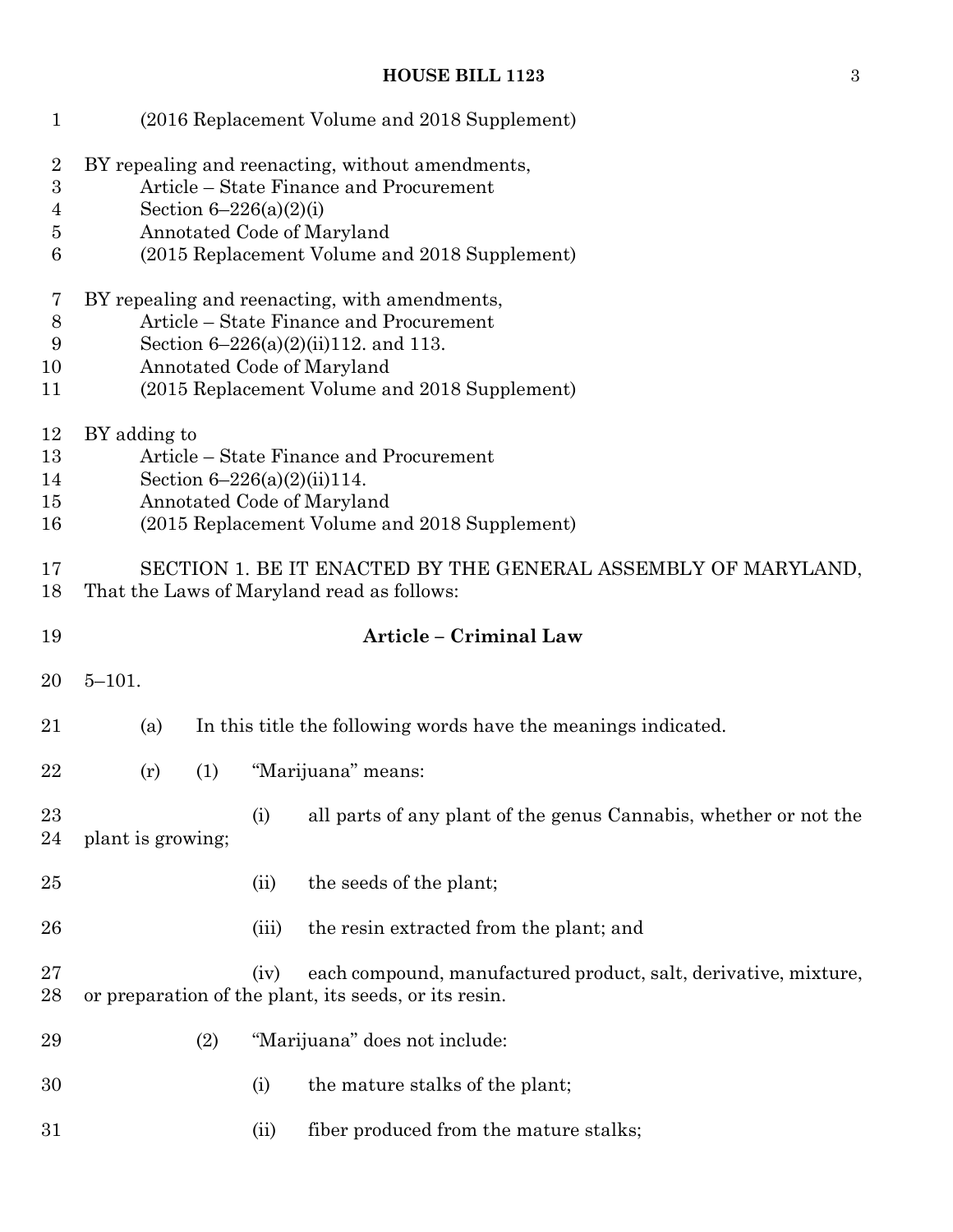(2016 Replacement Volume and 2018 Supplement)

BY repealing and reenacting, without amendments,
Article – State Finance and Procurement
Section 6–226(a)(2)(i)
Annotated Code of Maryland
(2015 Replacement Volume and 2018 Supplement)

BY repealing and reenacting, with amendments,
Article – State Finance and Procurement
Section 6–226(a)(2)(ii)112. and 113.
Annotated Code of Maryland
(2015 Replacement Volume and 2018 Supplement)

BY adding to
Article – State Finance and Procurement
Section 6–226(a)(2)(ii)114.
Annotated Code of Maryland
(2015 Replacement Volume and 2018 Supplement)

SECTION 1. BE IT ENACTED BY THE GENERAL ASSEMBLY OF MARYLAND, That the Laws of Maryland read as follows:

**Article – Criminal Law**

5–101.

(a) In this title the following words have the meanings indicated.

(r) (1) "Marijuana" means:

(i) all parts of any plant of the genus Cannabis, whether or not the plant is growing;

(ii) the seeds of the plant;

(iii) the resin extracted from the plant; and

(iv) each compound, manufactured product, salt, derivative, mixture, or preparation of the plant, its seeds, or its resin.

(2) "Marijuana" does not include:

(i) the mature stalks of the plant;

(ii) fiber produced from the mature stalks;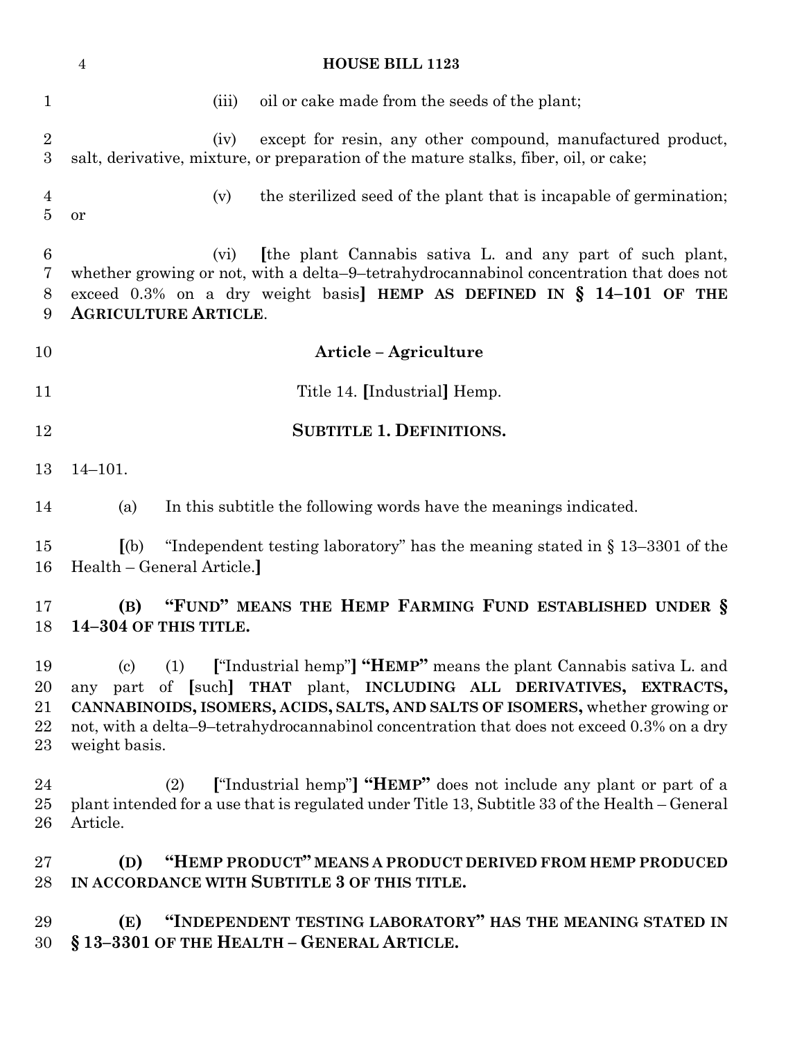(iii) oil or cake made from the seeds of the plant;

(iv) except for resin, any other compound, manufactured product, salt, derivative, mixture, or preparation of the mature stalks, fiber, oil, or cake;

(v) the sterilized seed of the plant that is incapable of germination; or

(vi) [the plant Cannabis sativa L. and any part of such plant, whether growing or not, with a delta–9–tetrahydrocannabinol concentration that does not exceed 0.3% on a dry weight basis] **HEMP AS DEFINED IN § 14–101 OF THE AGRICULTURE ARTICLE**.

## Article – Agriculture

Title 14. [Industrial] Hemp.

**SUBTITLE 1. DEFINITIONS.**

14–101.

(a) In this subtitle the following words have the meanings indicated.

[(b) "Independent testing laboratory" has the meaning stated in § 13–3301 of the Health – General Article.]

**(B) "FUND" MEANS THE HEMP FARMING FUND ESTABLISHED UNDER § 14–304 OF THIS TITLE.**

(c) (1) ["Industrial hemp"] **"HEMP"** means the plant Cannabis sativa L. and any part of [such] **THAT** plant, **INCLUDING ALL DERIVATIVES, EXTRACTS, CANNABINOIDS, ISOMERS, ACIDS, SALTS, AND SALTS OF ISOMERS,** whether growing or not, with a delta–9–tetrahydrocannabinol concentration that does not exceed 0.3% on a dry weight basis.

(2) ["Industrial hemp"] **"HEMP"** does not include any plant or part of a plant intended for a use that is regulated under Title 13, Subtitle 33 of the Health – General Article.

**(D) "HEMP PRODUCT" MEANS A PRODUCT DERIVED FROM HEMP PRODUCED IN ACCORDANCE WITH SUBTITLE 3 OF THIS TITLE.**

**(E) "INDEPENDENT TESTING LABORATORY" HAS THE MEANING STATED IN § 13–3301 OF THE HEALTH – GENERAL ARTICLE.**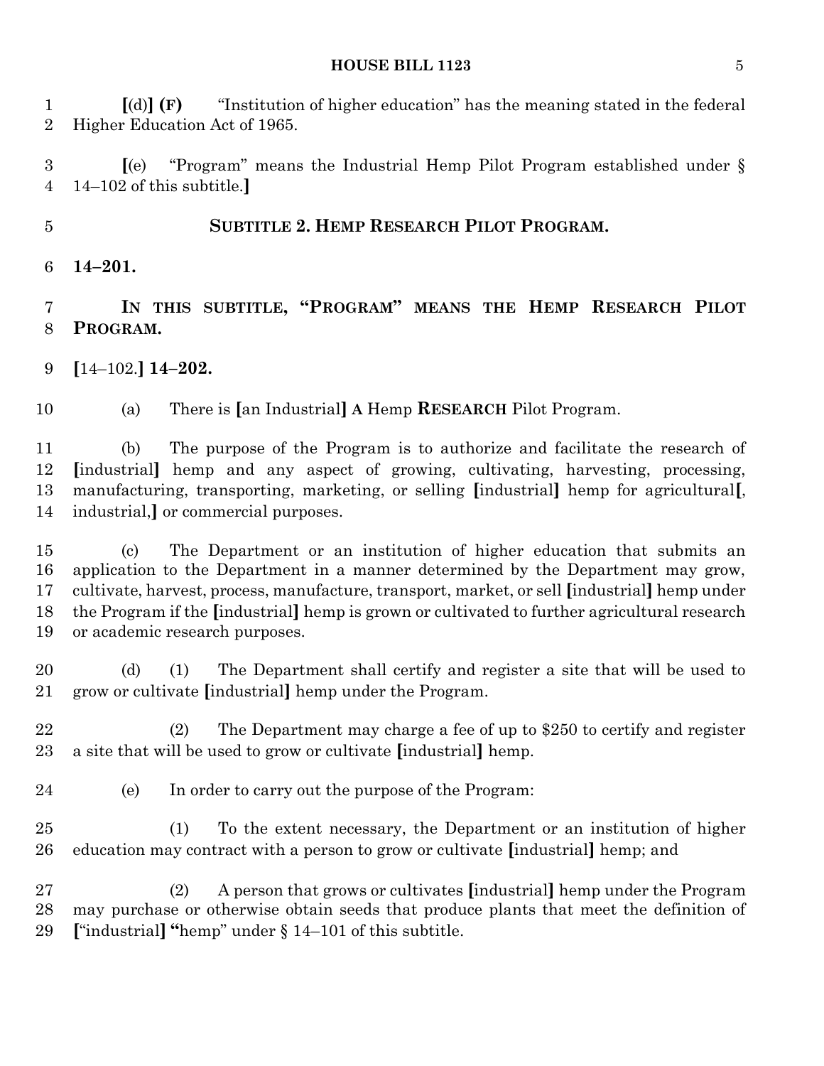[(d)] **(F)** "Institution of higher education" has the meaning stated in the federal Higher Education Act of 1965.

[(e) "Program" means the Industrial Hemp Pilot Program established under § 14–102 of this subtitle.]

**SUBTITLE 2. HEMP RESEARCH PILOT PROGRAM.**

**14–201.**

**IN THIS SUBTITLE, "PROGRAM" MEANS THE HEMP RESEARCH PILOT PROGRAM.**

[14–102.] **14–202.**

(a) There is [an Industrial] **A** Hemp **RESEARCH** Pilot Program.

(b) The purpose of the Program is to authorize and facilitate the research of [industrial] hemp and any aspect of growing, cultivating, harvesting, processing, manufacturing, transporting, marketing, or selling [industrial] hemp for agricultural[, industrial,] or commercial purposes.

(c) The Department or an institution of higher education that submits an application to the Department in a manner determined by the Department may grow, cultivate, harvest, process, manufacture, transport, market, or sell [industrial] hemp under the Program if the [industrial] hemp is grown or cultivated to further agricultural research or academic research purposes.

(d) (1) The Department shall certify and register a site that will be used to grow or cultivate [industrial] hemp under the Program.

(2) The Department may charge a fee of up to $250 to certify and register a site that will be used to grow or cultivate [industrial] hemp.

(e) In order to carry out the purpose of the Program:

(1) To the extent necessary, the Department or an institution of higher education may contract with a person to grow or cultivate [industrial] hemp; and

(2) A person that grows or cultivates [industrial] hemp under the Program may purchase or otherwise obtain seeds that produce plants that meet the definition of ["industrial] **"**hemp" under § 14–101 of this subtitle.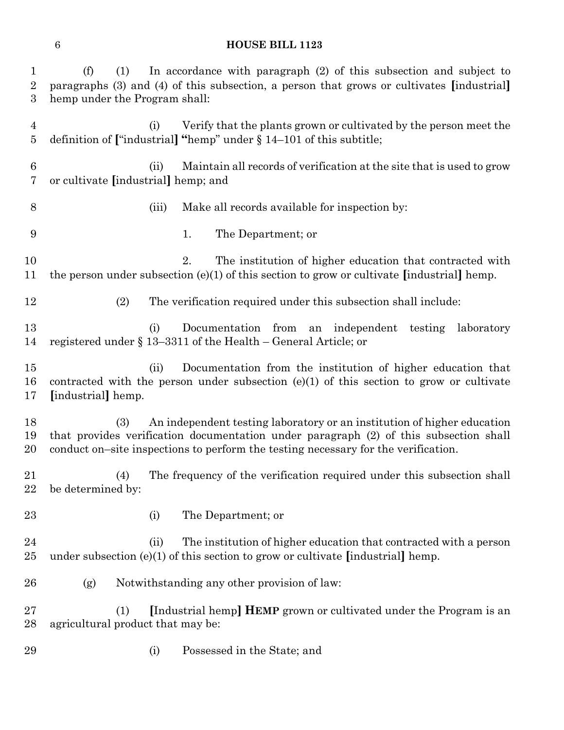(f) (1) In accordance with paragraph (2) of this subsection and subject to paragraphs (3) and (4) of this subsection, a person that grows or cultivates [industrial] hemp under the Program shall:

(i) Verify that the plants grown or cultivated by the person meet the definition of ["industrial] **"**hemp" under § 14–101 of this subtitle;

(ii) Maintain all records of verification at the site that is used to grow or cultivate [industrial] hemp; and

(iii) Make all records available for inspection by:

1. The Department; or

2. The institution of higher education that contracted with the person under subsection (e)(1) of this section to grow or cultivate [industrial] hemp.

(2) The verification required under this subsection shall include:

(i) Documentation from an independent testing laboratory registered under § 13–3311 of the Health – General Article; or

(ii) Documentation from the institution of higher education that contracted with the person under subsection (e)(1) of this section to grow or cultivate [industrial] hemp.

(3) An independent testing laboratory or an institution of higher education that provides verification documentation under paragraph (2) of this subsection shall conduct on–site inspections to perform the testing necessary for the verification.

(4) The frequency of the verification required under this subsection shall be determined by:

(i) The Department; or

(ii) The institution of higher education that contracted with a person under subsection (e)(1) of this section to grow or cultivate [industrial] hemp.

(g) Notwithstanding any other provision of law:

(1) [Industrial hemp] **HEMP** grown or cultivated under the Program is an agricultural product that may be:

(i) Possessed in the State; and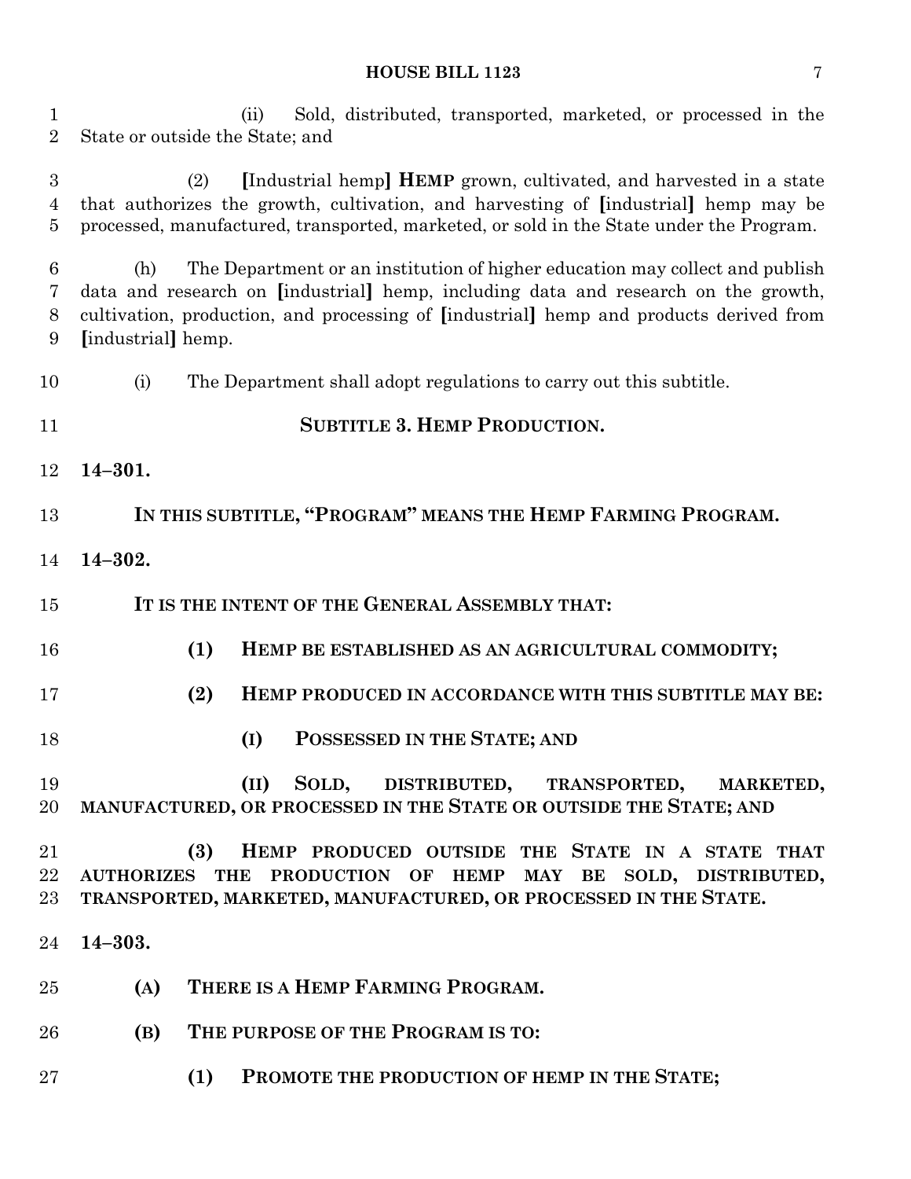(ii) Sold, distributed, transported, marketed, or processed in the State or outside the State; and

(2) [Industrial hemp] **HEMP** grown, cultivated, and harvested in a state that authorizes the growth, cultivation, and harvesting of [industrial] hemp may be processed, manufactured, transported, marketed, or sold in the State under the Program.

(h) The Department or an institution of higher education may collect and publish data and research on [industrial] hemp, including data and research on the growth, cultivation, production, and processing of [industrial] hemp and products derived from [industrial] hemp.

(i) The Department shall adopt regulations to carry out this subtitle.

**SUBTITLE 3. HEMP PRODUCTION.**

**14–301.**

**IN THIS SUBTITLE, "PROGRAM" MEANS THE HEMP FARMING PROGRAM.**

**14–302.**

**IT IS THE INTENT OF THE GENERAL ASSEMBLY THAT:**

**(1) HEMP BE ESTABLISHED AS AN AGRICULTURAL COMMODITY;**

**(2) HEMP PRODUCED IN ACCORDANCE WITH THIS SUBTITLE MAY BE:**

**(I) POSSESSED IN THE STATE; AND**

**(II) SOLD, DISTRIBUTED, TRANSPORTED, MARKETED, MANUFACTURED, OR PROCESSED IN THE STATE OR OUTSIDE THE STATE; AND**

**(3) HEMP PRODUCED OUTSIDE THE STATE IN A STATE THAT AUTHORIZES THE PRODUCTION OF HEMP MAY BE SOLD, DISTRIBUTED, TRANSPORTED, MARKETED, MANUFACTURED, OR PROCESSED IN THE STATE.**

**14–303.**

**(A) THERE IS A HEMP FARMING PROGRAM.**

**(B) THE PURPOSE OF THE PROGRAM IS TO:**

**(1) PROMOTE THE PRODUCTION OF HEMP IN THE STATE;**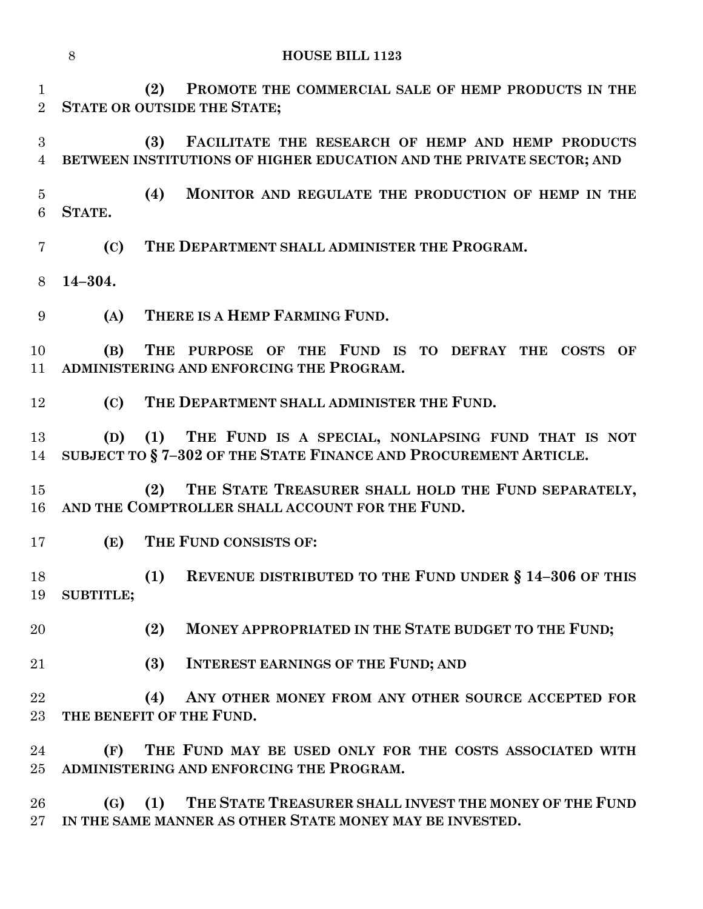**(2) PROMOTE THE COMMERCIAL SALE OF HEMP PRODUCTS IN THE STATE OR OUTSIDE THE STATE;**

**(3) FACILITATE THE RESEARCH OF HEMP AND HEMP PRODUCTS BETWEEN INSTITUTIONS OF HIGHER EDUCATION AND THE PRIVATE SECTOR; AND**

**(4) MONITOR AND REGULATE THE PRODUCTION OF HEMP IN THE STATE.**

**(C) THE DEPARTMENT SHALL ADMINISTER THE PROGRAM.**

**14–304.**

**(A) THERE IS A HEMP FARMING FUND.**

**(B) THE PURPOSE OF THE FUND IS TO DEFRAY THE COSTS OF ADMINISTERING AND ENFORCING THE PROGRAM.**

**(C) THE DEPARTMENT SHALL ADMINISTER THE FUND.**

**(D) (1) THE FUND IS A SPECIAL, NONLAPSING FUND THAT IS NOT SUBJECT TO § 7–302 OF THE STATE FINANCE AND PROCUREMENT ARTICLE.**

**(2) THE STATE TREASURER SHALL HOLD THE FUND SEPARATELY, AND THE COMPTROLLER SHALL ACCOUNT FOR THE FUND.**

**(E) THE FUND CONSISTS OF:**

**(1) REVENUE DISTRIBUTED TO THE FUND UNDER § 14–306 OF THIS SUBTITLE;**

**(2) MONEY APPROPRIATED IN THE STATE BUDGET TO THE FUND;**

**(3) INTEREST EARNINGS OF THE FUND; AND**

**(4) ANY OTHER MONEY FROM ANY OTHER SOURCE ACCEPTED FOR THE BENEFIT OF THE FUND.**

**(F) THE FUND MAY BE USED ONLY FOR THE COSTS ASSOCIATED WITH ADMINISTERING AND ENFORCING THE PROGRAM.**

**(G) (1) THE STATE TREASURER SHALL INVEST THE MONEY OF THE FUND IN THE SAME MANNER AS OTHER STATE MONEY MAY BE INVESTED.**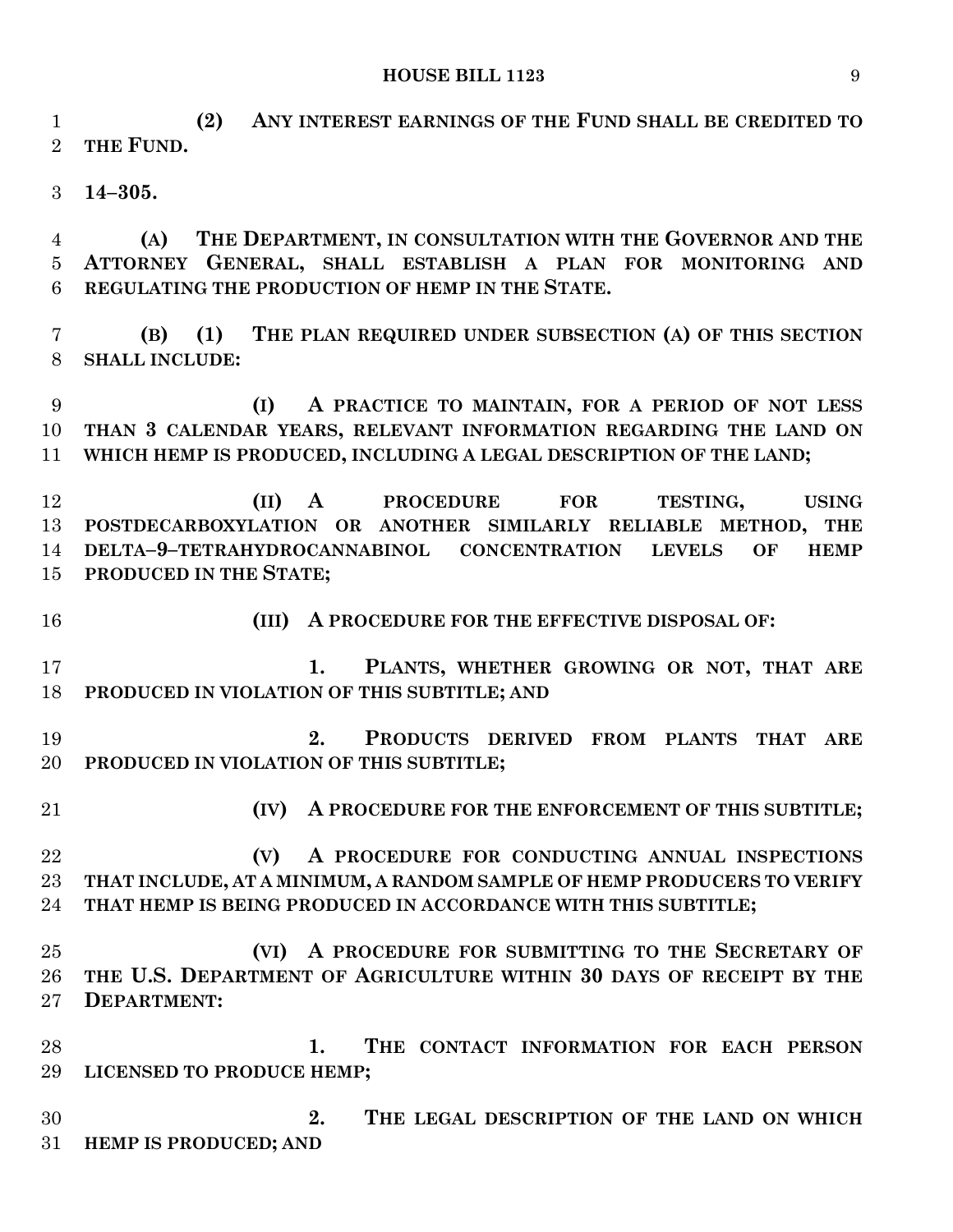**(2) ANY INTEREST EARNINGS OF THE FUND SHALL BE CREDITED TO THE FUND.**

**14–305.**

**(A) THE DEPARTMENT, IN CONSULTATION WITH THE GOVERNOR AND THE ATTORNEY GENERAL, SHALL ESTABLISH A PLAN FOR MONITORING AND REGULATING THE PRODUCTION OF HEMP IN THE STATE.**

**(B) (1) THE PLAN REQUIRED UNDER SUBSECTION (A) OF THIS SECTION SHALL INCLUDE:**

**(I) A PRACTICE TO MAINTAIN, FOR A PERIOD OF NOT LESS THAN 3 CALENDAR YEARS, RELEVANT INFORMATION REGARDING THE LAND ON WHICH HEMP IS PRODUCED, INCLUDING A LEGAL DESCRIPTION OF THE LAND;**

**(II) A PROCEDURE FOR TESTING, USING POSTDECARBOXYLATION OR ANOTHER SIMILARLY RELIABLE METHOD, THE DELTA–9–TETRAHYDROCANNABINOL CONCENTRATION LEVELS OF HEMP PRODUCED IN THE STATE;**

**(III) A PROCEDURE FOR THE EFFECTIVE DISPOSAL OF:**

**1. PLANTS, WHETHER GROWING OR NOT, THAT ARE PRODUCED IN VIOLATION OF THIS SUBTITLE; AND**

**2. PRODUCTS DERIVED FROM PLANTS THAT ARE PRODUCED IN VIOLATION OF THIS SUBTITLE;**

**(IV) A PROCEDURE FOR THE ENFORCEMENT OF THIS SUBTITLE;**

**(V) A PROCEDURE FOR CONDUCTING ANNUAL INSPECTIONS THAT INCLUDE, AT A MINIMUM, A RANDOM SAMPLE OF HEMP PRODUCERS TO VERIFY THAT HEMP IS BEING PRODUCED IN ACCORDANCE WITH THIS SUBTITLE;**

**(VI) A PROCEDURE FOR SUBMITTING TO THE SECRETARY OF THE U.S. DEPARTMENT OF AGRICULTURE WITHIN 30 DAYS OF RECEIPT BY THE DEPARTMENT:**

**1. THE CONTACT INFORMATION FOR EACH PERSON LICENSED TO PRODUCE HEMP;**

**2. THE LEGAL DESCRIPTION OF THE LAND ON WHICH HEMP IS PRODUCED; AND**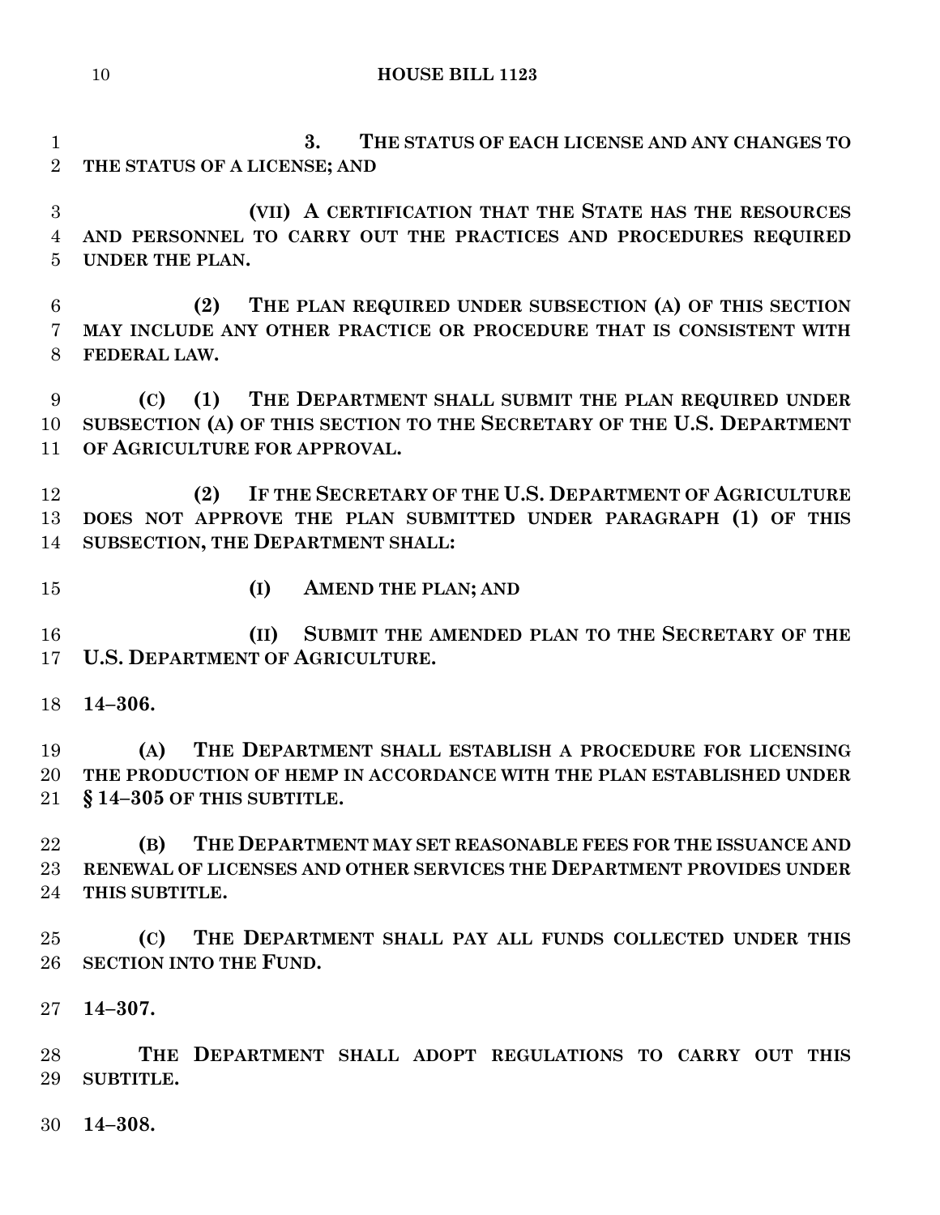**3. THE STATUS OF EACH LICENSE AND ANY CHANGES TO THE STATUS OF A LICENSE; AND**

**(VII) A CERTIFICATION THAT THE STATE HAS THE RESOURCES AND PERSONNEL TO CARRY OUT THE PRACTICES AND PROCEDURES REQUIRED UNDER THE PLAN.**

**(2) THE PLAN REQUIRED UNDER SUBSECTION (A) OF THIS SECTION MAY INCLUDE ANY OTHER PRACTICE OR PROCEDURE THAT IS CONSISTENT WITH FEDERAL LAW.**

**(C) (1) THE DEPARTMENT SHALL SUBMIT THE PLAN REQUIRED UNDER SUBSECTION (A) OF THIS SECTION TO THE SECRETARY OF THE U.S. DEPARTMENT OF AGRICULTURE FOR APPROVAL.**

**(2) IF THE SECRETARY OF THE U.S. DEPARTMENT OF AGRICULTURE DOES NOT APPROVE THE PLAN SUBMITTED UNDER PARAGRAPH (1) OF THIS SUBSECTION, THE DEPARTMENT SHALL:**

**(I) AMEND THE PLAN; AND**

**(II) SUBMIT THE AMENDED PLAN TO THE SECRETARY OF THE U.S. DEPARTMENT OF AGRICULTURE.**

**14–306.**

**(A) THE DEPARTMENT SHALL ESTABLISH A PROCEDURE FOR LICENSING THE PRODUCTION OF HEMP IN ACCORDANCE WITH THE PLAN ESTABLISHED UNDER § 14–305 OF THIS SUBTITLE.**

**(B) THE DEPARTMENT MAY SET REASONABLE FEES FOR THE ISSUANCE AND RENEWAL OF LICENSES AND OTHER SERVICES THE DEPARTMENT PROVIDES UNDER THIS SUBTITLE.**

**(C) THE DEPARTMENT SHALL PAY ALL FUNDS COLLECTED UNDER THIS SECTION INTO THE FUND.**

**14–307.**

**THE DEPARTMENT SHALL ADOPT REGULATIONS TO CARRY OUT THIS SUBTITLE.**

**14–308.**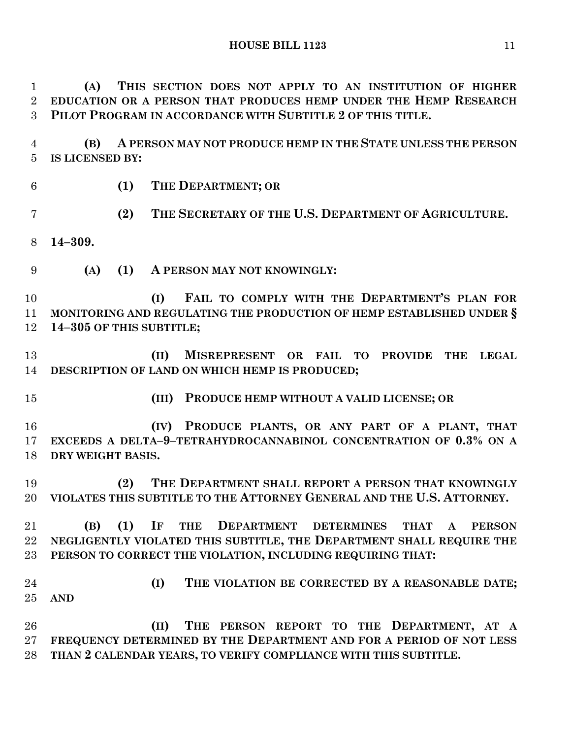**(A) THIS SECTION DOES NOT APPLY TO AN INSTITUTION OF HIGHER EDUCATION OR A PERSON THAT PRODUCES HEMP UNDER THE HEMP RESEARCH PILOT PROGRAM IN ACCORDANCE WITH SUBTITLE 2 OF THIS TITLE.**

**(B) A PERSON MAY NOT PRODUCE HEMP IN THE STATE UNLESS THE PERSON IS LICENSED BY:**

**(1) THE DEPARTMENT; OR**

**(2) THE SECRETARY OF THE U.S. DEPARTMENT OF AGRICULTURE.**

**14–309.**

**(A) (1) A PERSON MAY NOT KNOWINGLY:**

**(I) FAIL TO COMPLY WITH THE DEPARTMENT'S PLAN FOR MONITORING AND REGULATING THE PRODUCTION OF HEMP ESTABLISHED UNDER § 14–305 OF THIS SUBTITLE;**

**(II) MISREPRESENT OR FAIL TO PROVIDE THE LEGAL DESCRIPTION OF LAND ON WHICH HEMP IS PRODUCED;**

**(III) PRODUCE HEMP WITHOUT A VALID LICENSE; OR**

**(IV) PRODUCE PLANTS, OR ANY PART OF A PLANT, THAT EXCEEDS A DELTA–9–TETRAHYDROCANNABINOL CONCENTRATION OF 0.3% ON A DRY WEIGHT BASIS.**

**(2) THE DEPARTMENT SHALL REPORT A PERSON THAT KNOWINGLY VIOLATES THIS SUBTITLE TO THE ATTORNEY GENERAL AND THE U.S. ATTORNEY.**

**(B) (1) IF THE DEPARTMENT DETERMINES THAT A PERSON NEGLIGENTLY VIOLATED THIS SUBTITLE, THE DEPARTMENT SHALL REQUIRE THE PERSON TO CORRECT THE VIOLATION, INCLUDING REQUIRING THAT:**

**(I) THE VIOLATION BE CORRECTED BY A REASONABLE DATE; AND**

**(II) THE PERSON REPORT TO THE DEPARTMENT, AT A FREQUENCY DETERMINED BY THE DEPARTMENT AND FOR A PERIOD OF NOT LESS THAN 2 CALENDAR YEARS, TO VERIFY COMPLIANCE WITH THIS SUBTITLE.**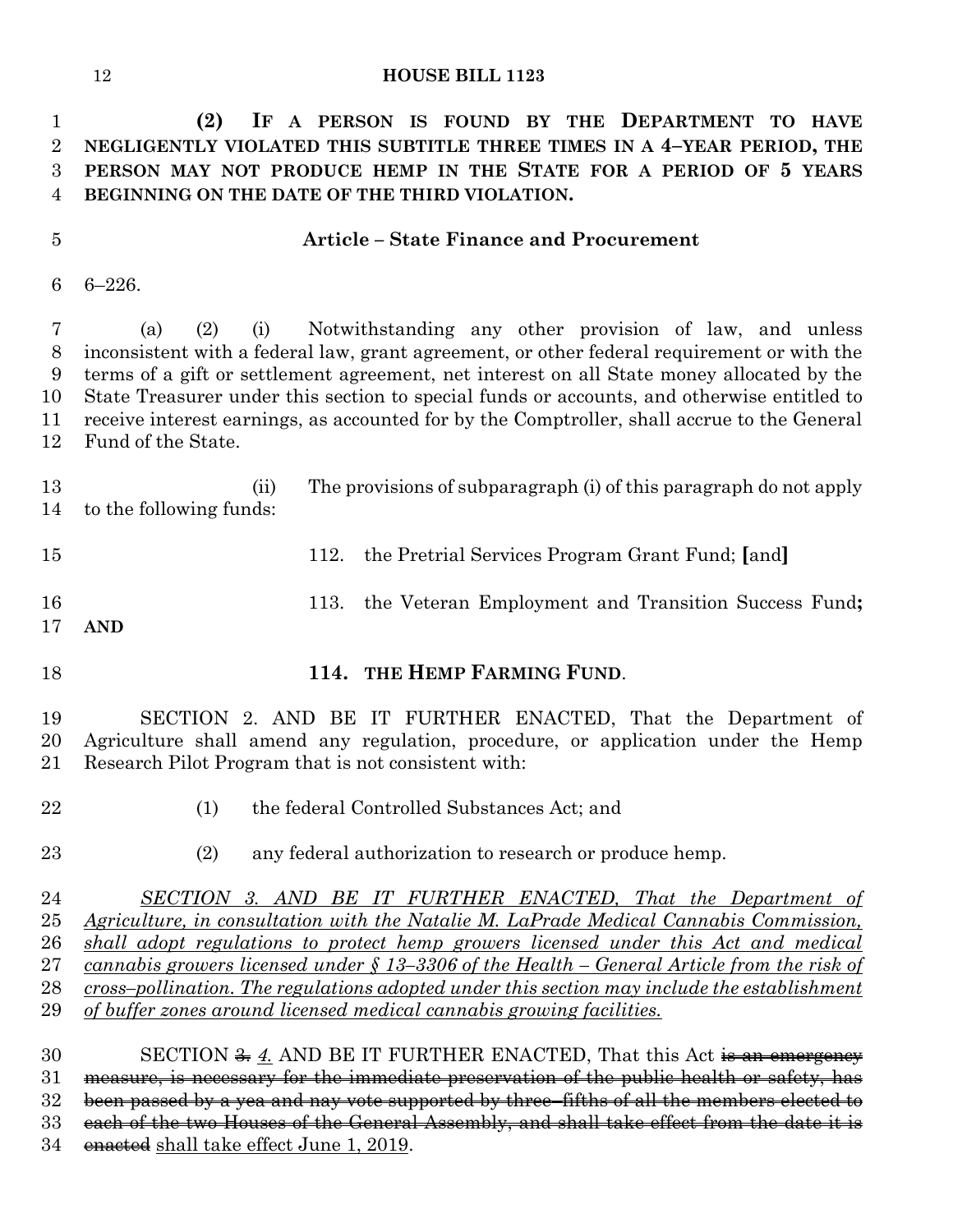**(2) IF A PERSON IS FOUND BY THE DEPARTMENT TO HAVE NEGLIGENTLY VIOLATED THIS SUBTITLE THREE TIMES IN A 4–YEAR PERIOD, THE PERSON MAY NOT PRODUCE HEMP IN THE STATE FOR A PERIOD OF 5 YEARS BEGINNING ON THE DATE OF THE THIRD VIOLATION.**

**Article – State Finance and Procurement**

6–226.

(a) (2) (i) Notwithstanding any other provision of law, and unless inconsistent with a federal law, grant agreement, or other federal requirement or with the terms of a gift or settlement agreement, net interest on all State money allocated by the State Treasurer under this section to special funds or accounts, and otherwise entitled to receive interest earnings, as accounted for by the Comptroller, shall accrue to the General Fund of the State.

(ii) The provisions of subparagraph (i) of this paragraph do not apply to the following funds:

112. the Pretrial Services Program Grant Fund; **[**and**]**

113. the Veteran Employment and Transition Success Fund**; AND**

**114. THE HEMP FARMING FUND**.

SECTION 2. AND BE IT FURTHER ENACTED, That the Department of Agriculture shall amend any regulation, procedure, or application under the Hemp Research Pilot Program that is not consistent with:

(1) the federal Controlled Substances Act; and

(2) any federal authorization to research or produce hemp.

*SECTION 3. AND BE IT FURTHER ENACTED, That the Department of Agriculture, in consultation with the Natalie M. LaPrade Medical Cannabis Commission, shall adopt regulations to protect hemp growers licensed under this Act and medical cannabis growers licensed under § 13–3306 of the Health – General Article from the risk of cross–pollination. The regulations adopted under this section may include the establishment of buffer zones around licensed medical cannabis growing facilities.*

SECTION ~~3.~~ *4.* AND BE IT FURTHER ENACTED, That this Act ~~is an emergency measure, is necessary for the immediate preservation of the public health or safety, has been passed by a yea and nay vote supported by three–fifths of all the members elected to each of the two Houses of the General Assembly, and shall take effect from the date it is enacted~~ shall take effect June 1, 2019.